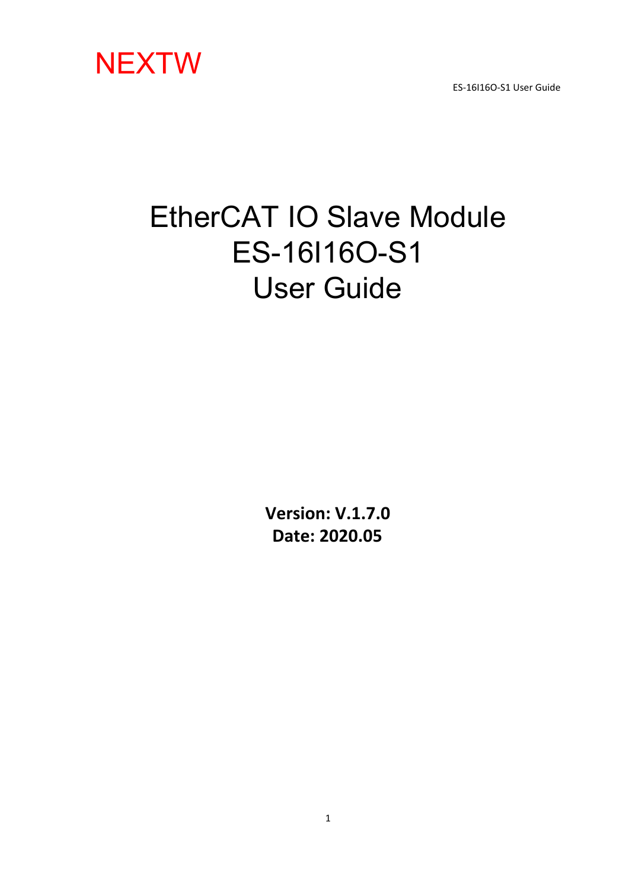NEXTW

# EtherCAT IO Slave Module ES-16I16O-S1 User Guide

**Version: V.1.7.0**
**Date: 2020.05**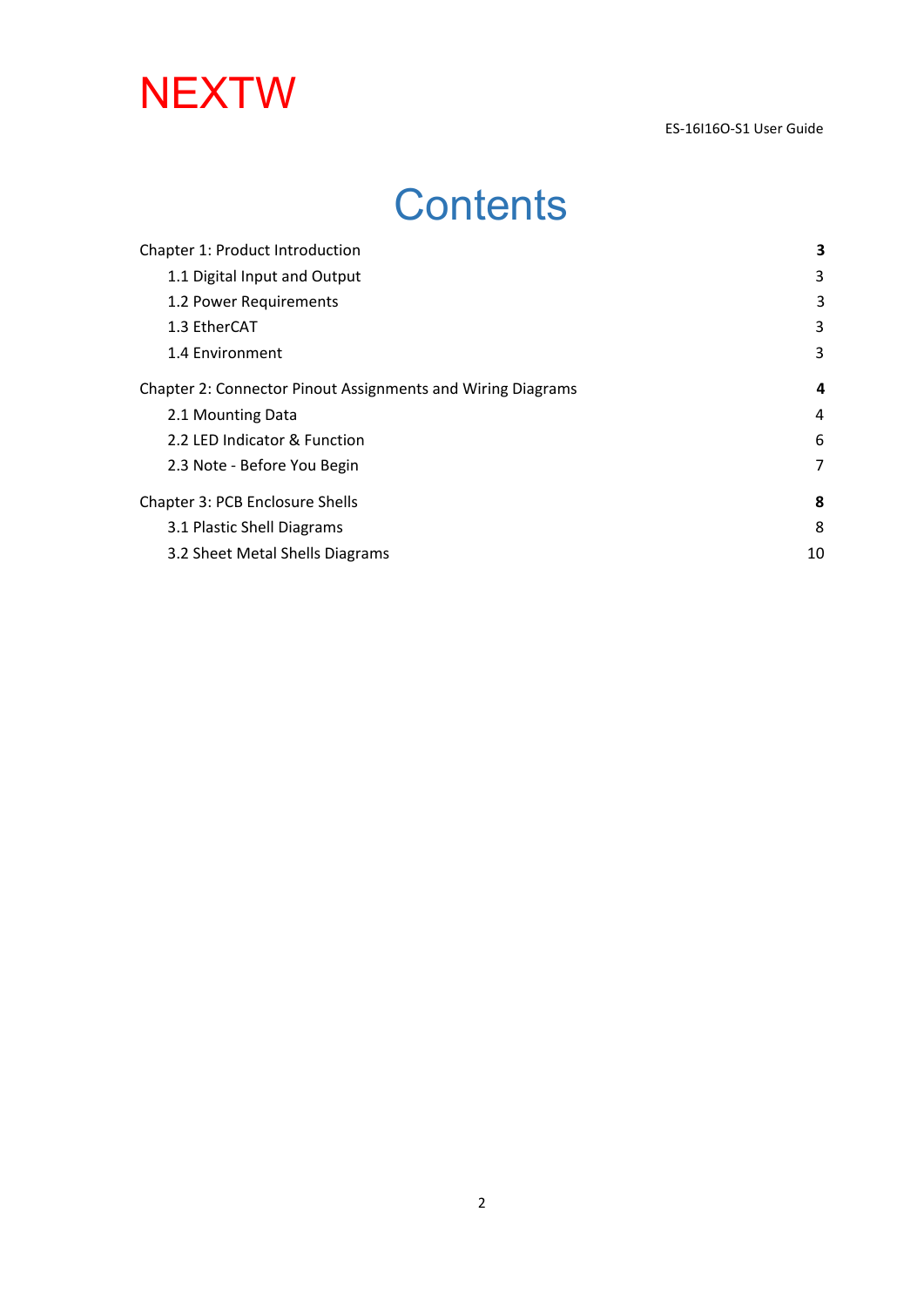# Contents

| | |
|---|---|
| **Chapter 1: Product Introduction** | **3** |
| 1.1 Digital Input and Output | 3 |
| 1.2 Power Requirements | 3 |
| 1.3 EtherCAT | 3 |
| 1.4 Environment | 3 |
| **Chapter 2: Connector Pinout Assignments and Wiring Diagrams** | **4** |
| 2.1 Mounting Data | 4 |
| 2.2 LED Indicator & Function | 6 |
| 2.3 Note - Before You Begin | 7 |
| **Chapter 3: PCB Enclosure Shells** | **8** |
| 3.1 Plastic Shell Diagrams | 8 |
| 3.2 Sheet Metal Shells Diagrams | 10 |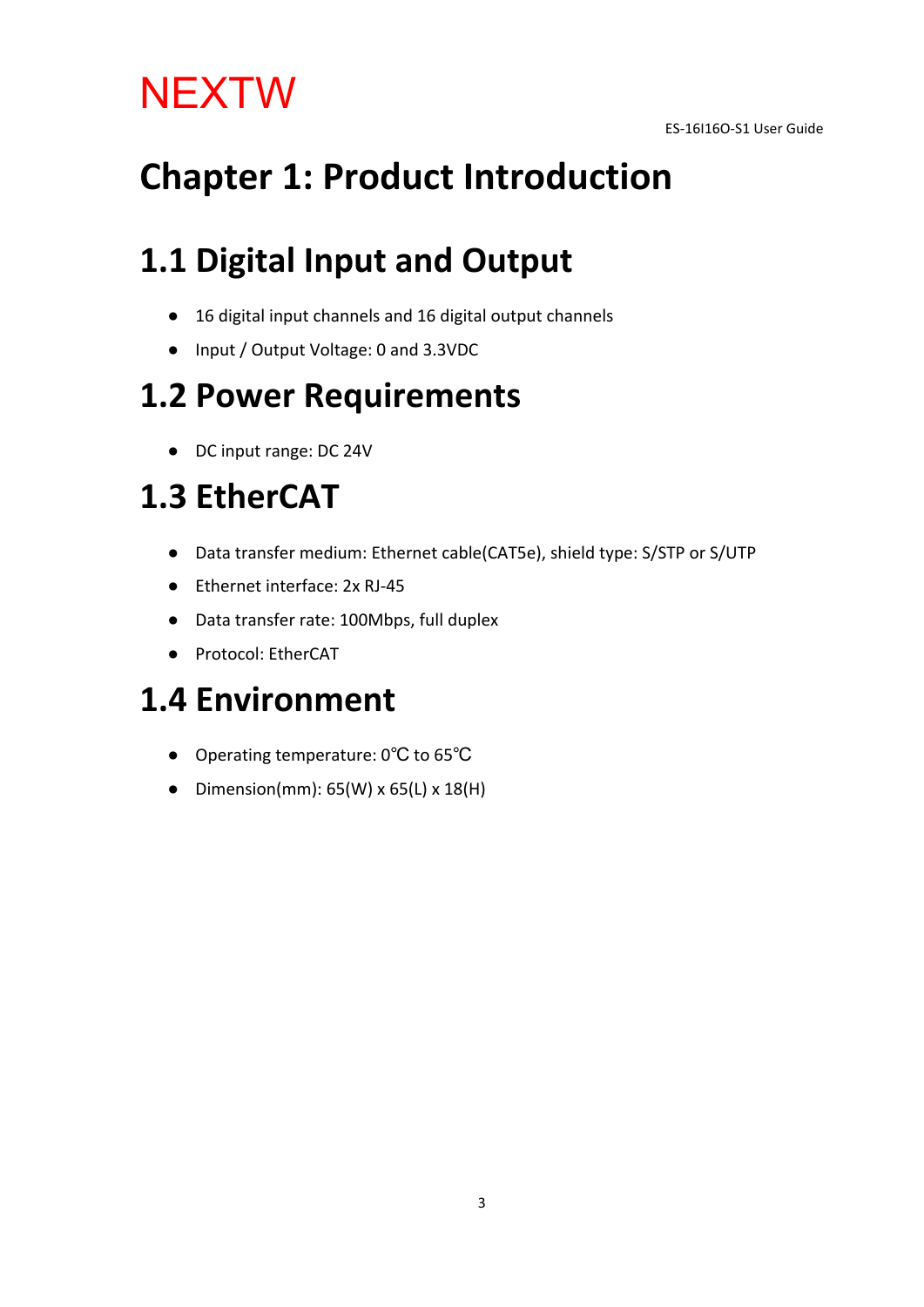# Chapter 1: Product Introduction

## 1.1 Digital Input and Output

- 16 digital input channels and 16 digital output channels
- Input / Output Voltage: 0 and 3.3VDC

## 1.2 Power Requirements

- DC input range: DC 24V

## 1.3 EtherCAT

- Data transfer medium: Ethernet cable(CAT5e), shield type: S/STP or S/UTP
- Ethernet interface: 2x RJ-45
- Data transfer rate: 100Mbps, full duplex
- Protocol: EtherCAT

## 1.4 Environment

- Operating temperature: 0℃ to 65℃
- Dimension(mm): 65(W) x 65(L) x 18(H)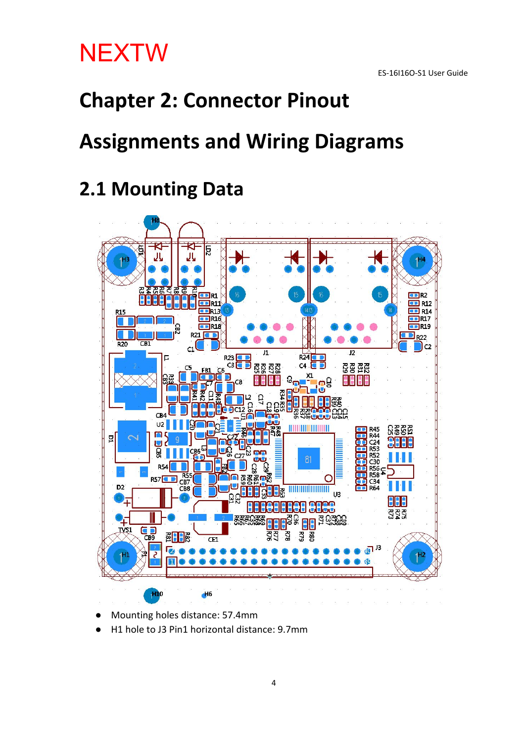# Chapter 2: Connector Pinout Assignments and Wiring Diagrams

## 2.1 Mounting Data

- Mounting holes distance: 57.4mm
- H1 hole to J3 Pin1 horizontal distance: 9.7mm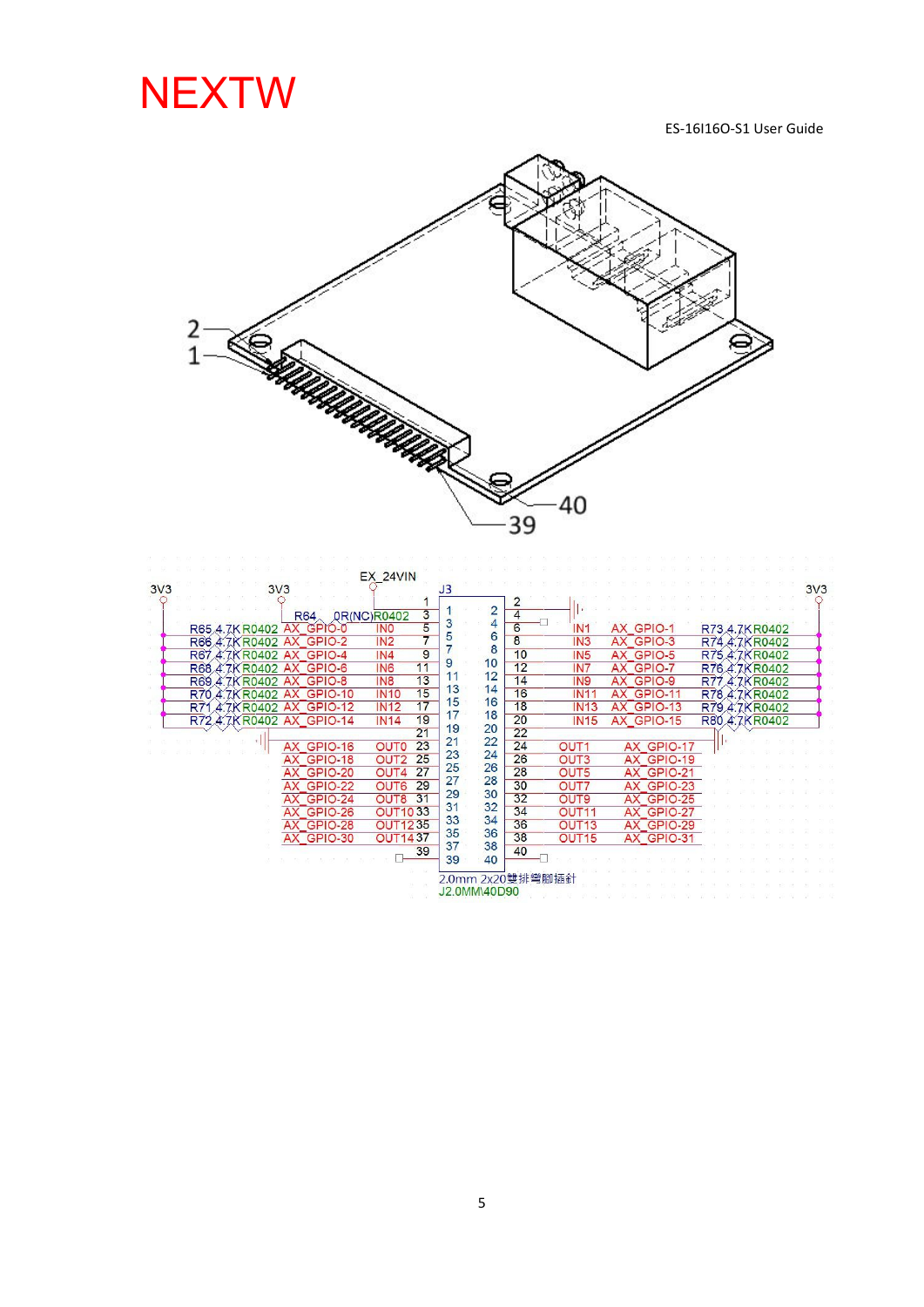2
1
40
39

3V3
3V3
EX_24VIN
3V3
J3

R64 0R(NC) R0402 3
R65 4.7K R0402 AX_GPIO-0 IN0 5
R66 4.7K R0402 AX_GPIO-2 IN2 7
R67 4.7K R0402 AX_GPIO-4 IN4 9
R68 4.7K R0402 AX_GPIO-6 IN6 11
R69 4.7K R0402 AX_GPIO-8 IN8 13
R70 4.7K R0402 AX_GPIO-10 IN10 15
R71 4.7K R0402 AX_GPIO-12 IN12 17
R72 4.7K R0402 AX_GPIO-14 IN14 19
21
AX_GPIO-16 OUT0 23
AX_GPIO-18 OUT2 25
AX_GPIO-20 OUT4 27
AX_GPIO-22 OUT6 29
AX_GPIO-24 OUT8 31
AX_GPIO-26 OUT10 33
AX_GPIO-28 OUT12 35
AX_GPIO-30 OUT14 37
39

2
4
6 IN1 AX_GPIO-1 R73 4.7K R0402
8 IN3 AX_GPIO-3 R74 4.7K R0402
10 IN5 AX_GPIO-5 R75 4.7K R0402
12 IN7 AX_GPIO-7 R76 4.7K R0402
14 IN9 AX_GPIO-9 R77 4.7K R0402
16 IN11 AX_GPIO-11 R78 4.7K R0402
18 IN13 AX_GPIO-13 R79 4.7K R0402
20 IN15 AX_GPIO-15 R80 4.7K R0402
22
24 OUT1 AX_GPIO-17
26 OUT3 AX_GPIO-19
28 OUT5 AX_GPIO-21
30 OUT7 AX_GPIO-23
32 OUT9 AX_GPIO-25
34 OUT11 AX_GPIO-27
36 OUT13 AX_GPIO-29
38 OUT15 AX_GPIO-31
40

2.0mm 2x20雙排彎腳插針
J2.0MM\40D90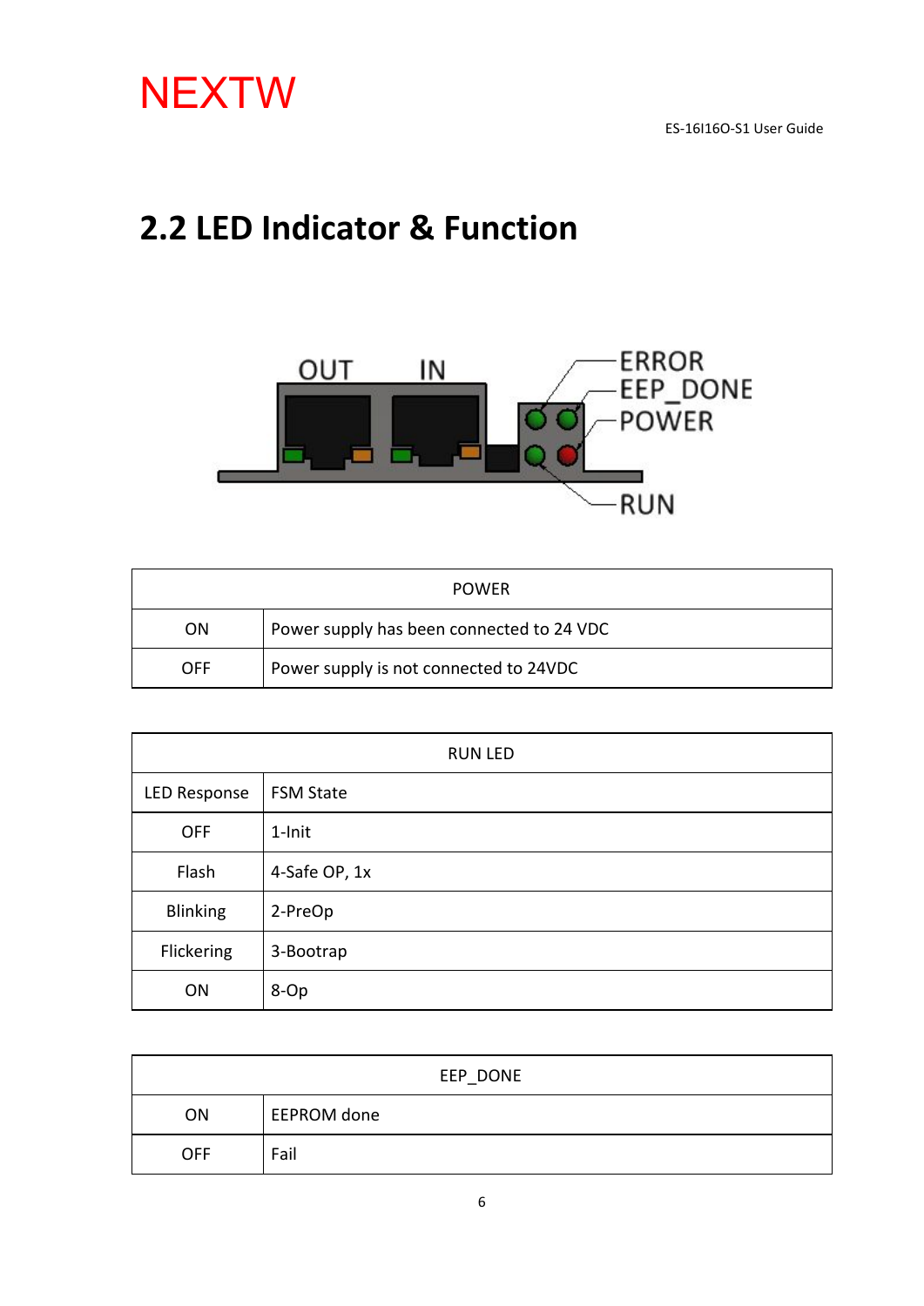## 2.2 LED Indicator & Function

OUT
IN
ERROR
EEP_DONE
POWER
RUN

| POWER | |
|---|---|
| ON | Power supply has been connected to 24 VDC |
| OFF | Power supply is not connected to 24VDC |

| RUN LED | |
|---|---|
| LED Response | FSM State |
| OFF | 1-Init |
| Flash | 4-Safe OP, 1x |
| Blinking | 2-PreOp |
| Flickering | 3-Bootrap |
| ON | 8-Op |

| EEP_DONE | |
|---|---|
| ON | EEPROM done |
| OFF | Fail |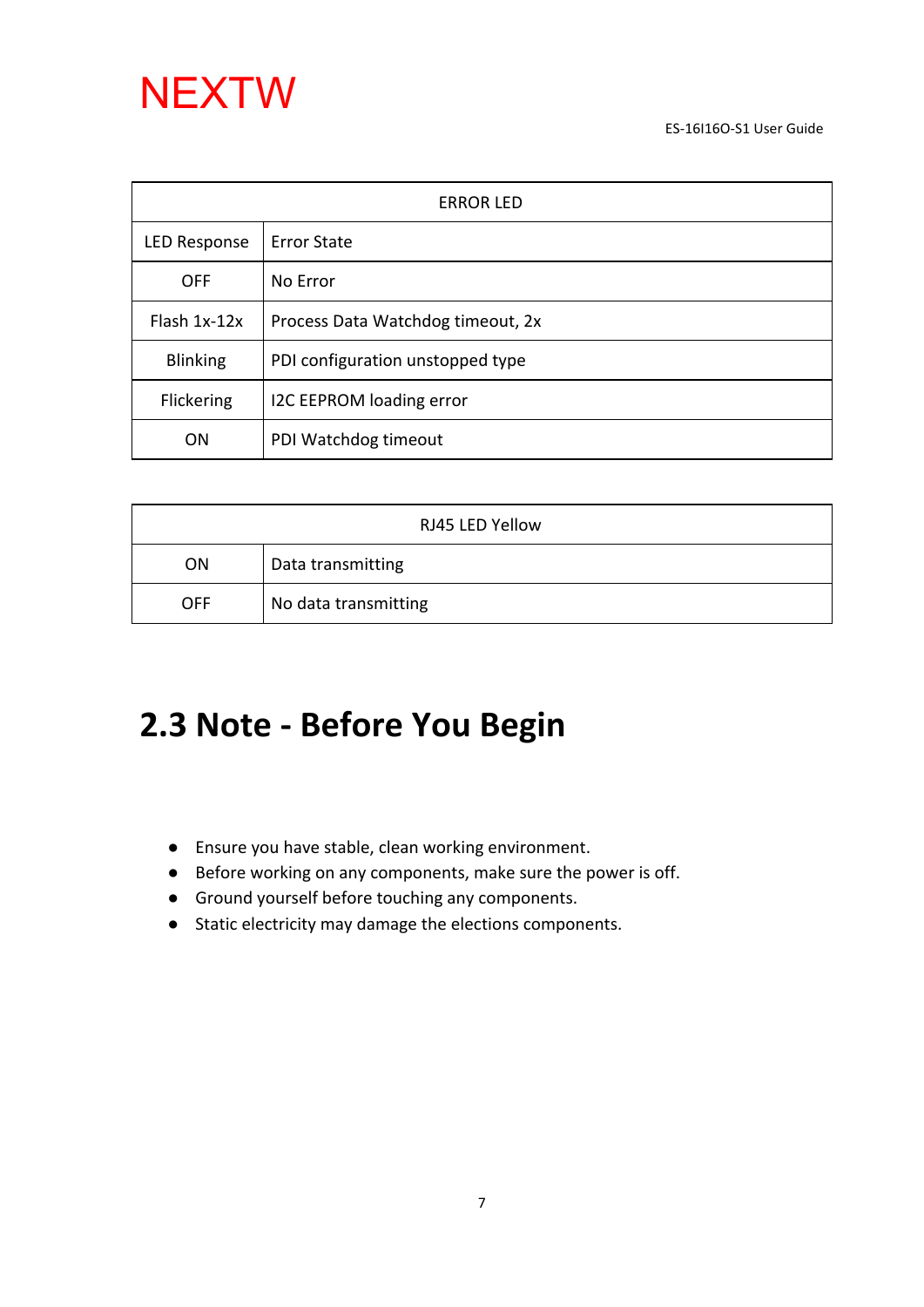| ERROR LED | |
| --- | --- |
| LED Response | Error State |
| OFF | No Error |
| Flash 1x-12x | Process Data Watchdog timeout, 2x |
| Blinking | PDI configuration unstopped type |
| Flickering | I2C EEPROM loading error |
| ON | PDI Watchdog timeout |

| RJ45 LED Yellow | |
| --- | --- |
| ON | Data transmitting |
| OFF | No data transmitting |

## 2.3 Note - Before You Begin

- Ensure you have stable, clean working environment.
- Before working on any components, make sure the power is off.
- Ground yourself before touching any components.
- Static electricity may damage the elections components.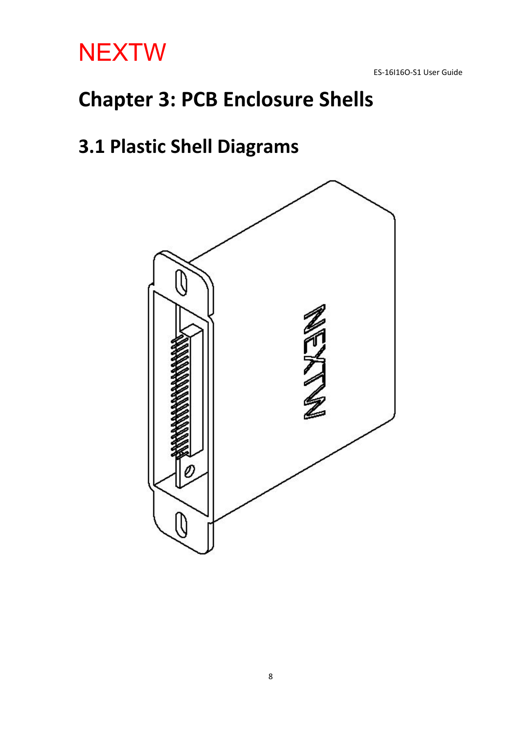# Chapter 3: PCB Enclosure Shells

## 3.1 Plastic Shell Diagrams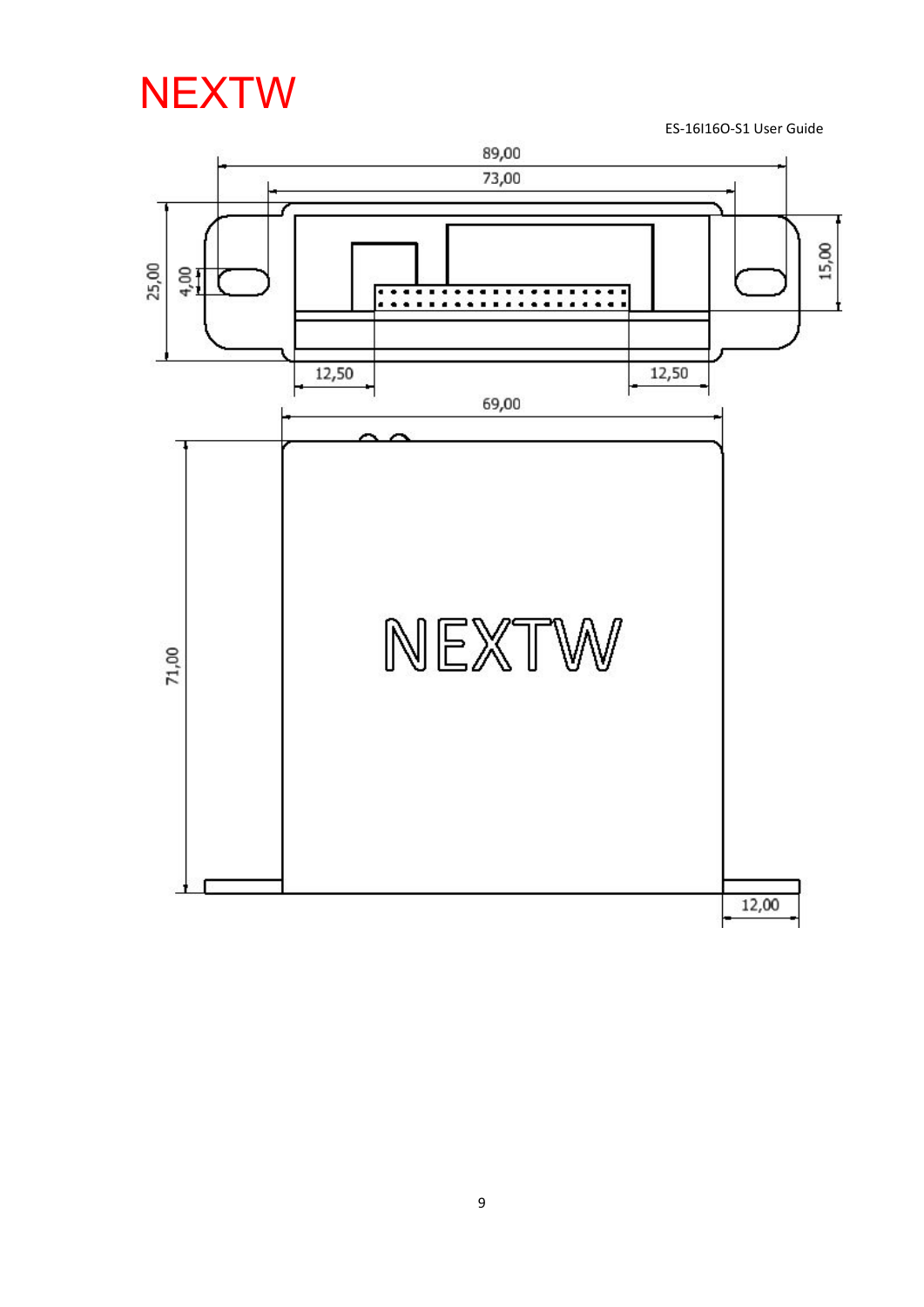89,00

73,00

25,00

4,00

15,00

12,50

12,50

69,00

71,00

NEXTW

12,00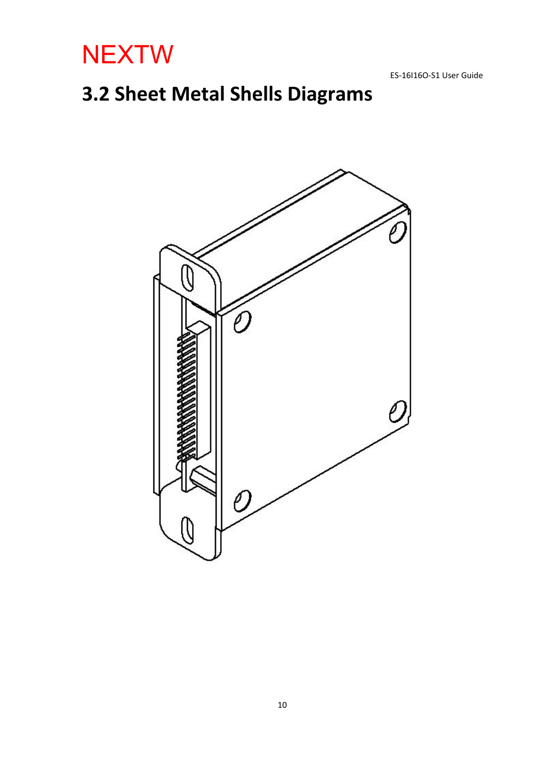## 3.2 Sheet Metal Shells Diagrams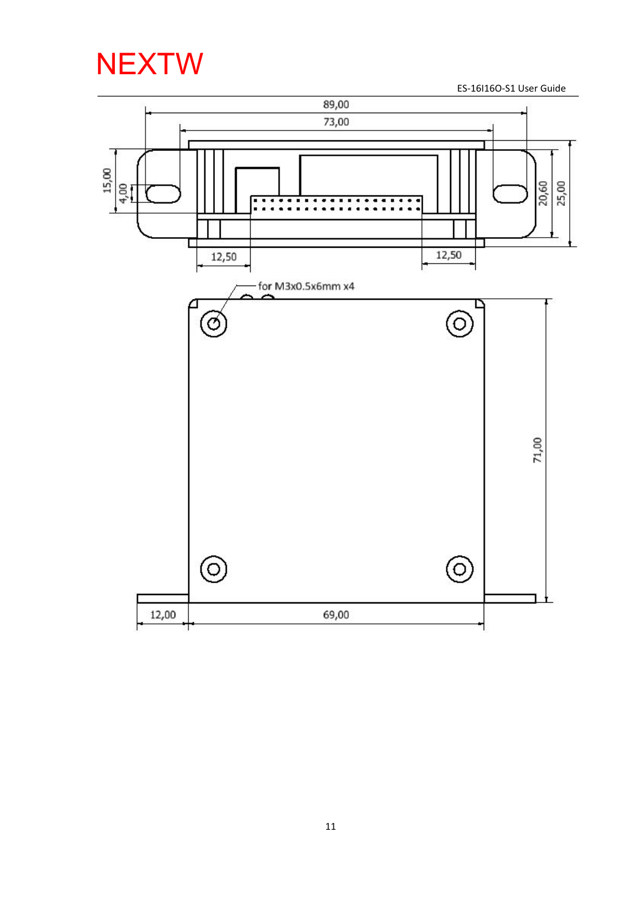89,00

73,00

15,00

4,00

20,60

25,00

12,50

12,50

for M3x0.5x6mm x4

71,00

12,00

69,00